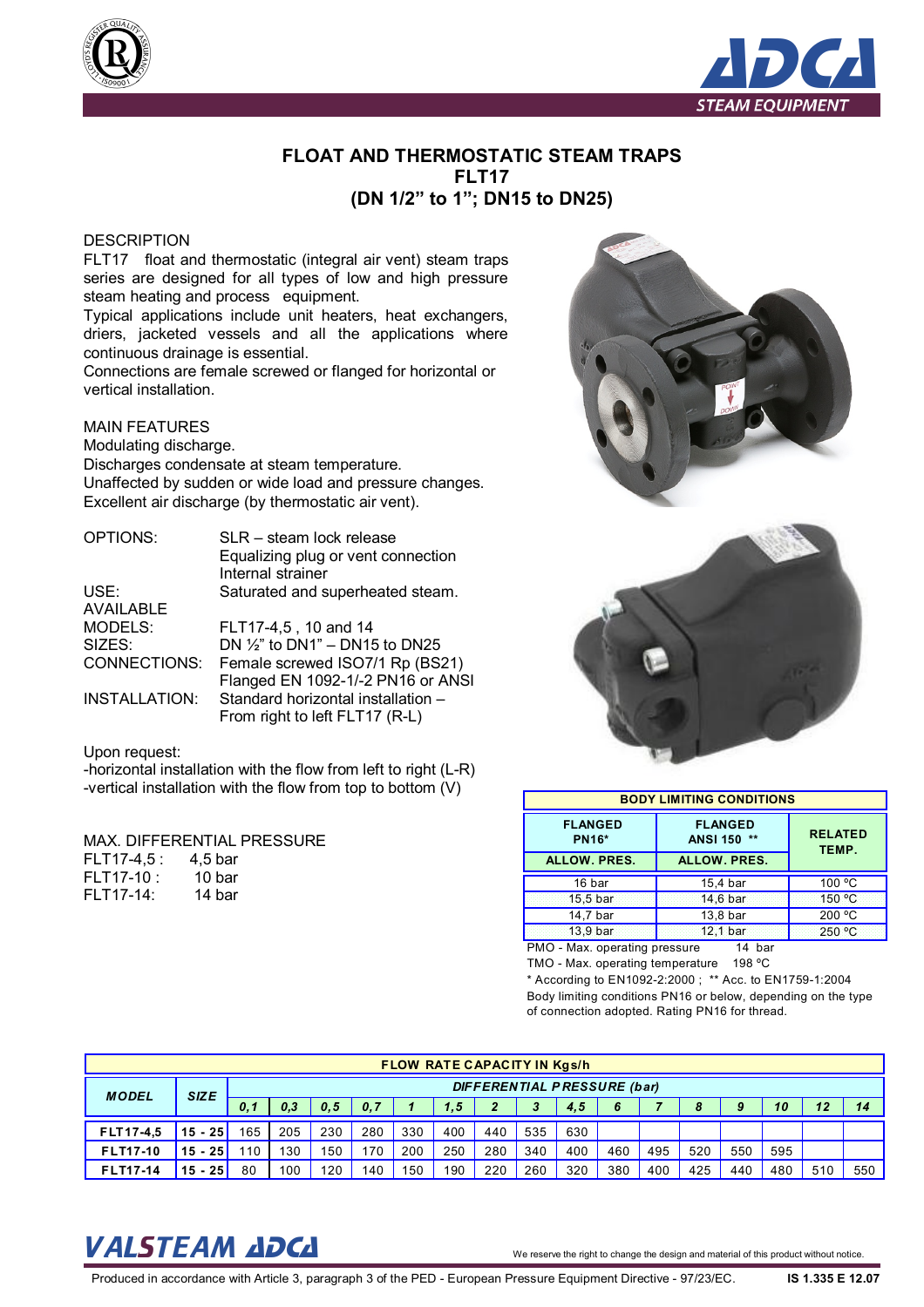# FLOAT AND THERMOSTATIC STEAM TRAPS
# FLT17
# (DN 1/2" to 1"; DN15 to DN25)

DESCRIPTION

FLT17 float and thermostatic (integral air vent) steam traps series are designed for all types of low and high pressure steam heating and process equipment.

Typical applications include unit heaters, heat exchangers, driers, jacketed vessels and all the applications where continuous drainage is essential.

Connections are female screwed or flanged for horizontal or vertical installation.

MAIN FEATURES

Modulating discharge.

Discharges condensate at steam temperature.

Unaffected by sudden or wide load and pressure changes.

Excellent air discharge (by thermostatic air vent).

OPTIONS: SLR – steam lock release
Equalizing plug or vent connection
Internal strainer

USE: Saturated and superheated steam.

AVAILABLE MODELS: FLT17-4,5 , 10 and 14

SIZES: DN ½" to DN1" – DN15 to DN25

CONNECTIONS: Female screwed ISO7/1 Rp (BS21)
Flanged EN 1092-1/-2 PN16 or ANSI

INSTALLATION: Standard horizontal installation – From right to left FLT17 (R-L)

Upon request:
-horizontal installation with the flow from left to right (L-R)
-vertical installation with the flow from top to bottom (V)

MAX. DIFFERENTIAL PRESSURE

FLT17-4,5 : 4,5 bar
FLT17-10 : 10 bar
FLT17-14: 14 bar

| BODY LIMITING CONDITIONS | | |
|---|---|---|
| FLANGED PN16* | FLANGED ANSI 150 ** | RELATED TEMP. |
| ALLOW. PRES. | ALLOW. PRES. | |
| 16 bar | 15,4 bar | 100 ºC |
| 15,5 bar | 14,6 bar | 150 ºC |
| 14,7 bar | 13,8 bar | 200 ºC |
| 13,9 bar | 12,1 bar | 250 ºC |

PMO - Max. operating pressure 14 bar
TMO - Max. operating temperature 198 ºC
* According to EN1092-2:2000 ; ** Acc. to EN1759-1:2004
Body limiting conditions PN16 or below, depending on the type of connection adopted. Rating PN16 for thread.

| FLOW RATE CAPACITY IN Kgs/h | | | | | | | | | | | | | | | | | |
|---|---|---|---|---|---|---|---|---|---|---|---|---|---|---|---|---|---|
| MODEL | SIZE | DIFFERENTIAL PRESSURE (bar) | | | | | | | | | | | | | | | |
| | | 0,1 | 0,3 | 0,5 | 0,7 | 1 | 1,5 | 2 | 3 | 4,5 | 6 | 7 | 8 | 9 | 10 | 12 | 14 |
| FLT17-4,5 | 15 - 25 | 165 | 205 | 230 | 280 | 330 | 400 | 440 | 535 | 630 | | | | | | | |
| FLT17-10 | 15 - 25 | 110 | 130 | 150 | 170 | 200 | 250 | 280 | 340 | 400 | 460 | 495 | 520 | 550 | 595 | | |
| FLT17-14 | 15 - 25 | 80 | 100 | 120 | 140 | 150 | 190 | 220 | 260 | 320 | 380 | 400 | 425 | 440 | 480 | 510 | 550 |

We reserve the right to change the design and material of this product without notice.

Produced in accordance with Article 3, paragraph 3 of the PED - European Pressure Equipment Directive - 97/23/EC. IS 1.335 E 12.07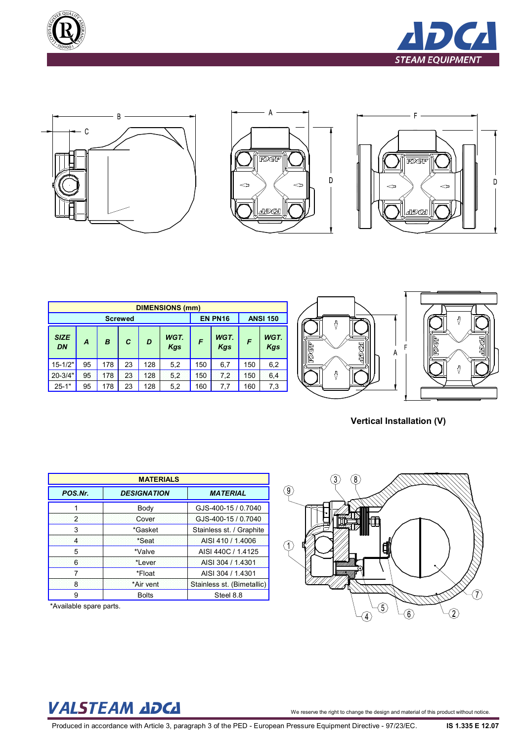| DIMENSIONS (mm) | | | | | | | | | |
|---|---|---|---|---|---|---|---|---|---|
| Screwed | | | | | | EN PN16 | | ANSI 150 | |
| *SIZE DN* | *A* | *B* | *C* | *D* | *WGT. Kgs* | *F* | *WGT. Kgs* | *F* | *WGT. Kgs* |
| 15-1/2" | 95 | 178 | 23 | 128 | 5,2 | 150 | 6,7 | 150 | 6,2 |
| 20-3/4" | 95 | 178 | 23 | 128 | 5,2 | 150 | 7,2 | 150 | 6,4 |
| 25-1" | 95 | 178 | 23 | 128 | 5,2 | 160 | 7,7 | 160 | 7,3 |

**Vertical Installation (V)**

| MATERIALS | | |
|---|---|---|
| *POS.Nr.* | *DESIGNATION* | *MATERIAL* |
| 1 | Body | GJS-400-15 / 0.7040 |
| 2 | Cover | GJS-400-15 / 0.7040 |
| 3 | *Gasket | Stainless st. / Graphite |
| 4 | *Seat | AISI 410 / 1.4006 |
| 5 | *Valve | AISI 440C / 1.4125 |
| 6 | *Lever | AISI 304 / 1.4301 |
| 7 | *Float | AISI 304 / 1.4301 |
| 8 | *Air vent | Stainless st. (Bimetallic) |
| 9 | Bolts | Steel 8.8 |

*Available spare parts.

We reserve the right to change the design and material of this product without notice.

Produced in accordance with Article 3, paragraph 3 of the PED - European Pressure Equipment Directive - 97/23/EC.

IS 1.335 E 12.07